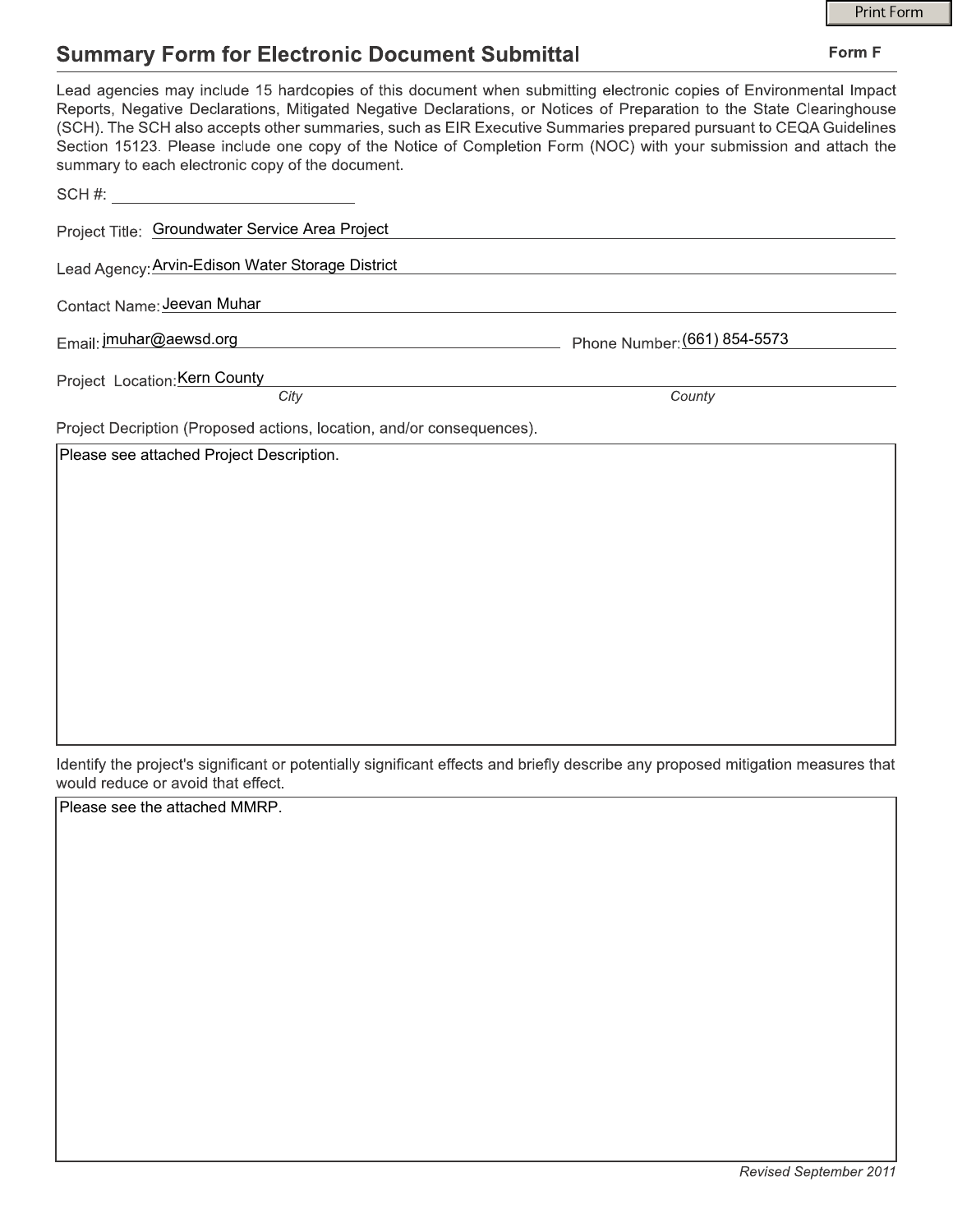Print Form

# Summary Form for Electronic Document Submittal

**Form F**

Lead agencies may include 15 hardcopies of this document when submitting electronic copies of Environmental Impact Reports, Negative Declarations, Mitigated Negative Declarations, or Notices of Preparation to the State Clearinghouse (SCH). The SCH also accepts other summaries, such as EIR Executive Summaries prepared pursuant to CEQA Guidelines Section 15123. Please include one copy of the Notice of Completion Form (NOC) with your submission and attach the summary to each electronic copy of the document.

SCH #: ______________________

Project Title: Groundwater Service Area Project

Lead Agency: Arvin-Edison Water Storage District

Contact Name: Jeevan Muhar

Email: jmuhar@aewsd.org

Phone Number: (661) 854-5573

Project Location: Kern County

*City* *County*

Project Decription (Proposed actions, location, and/or consequences).

Please see attached Project Description.

Identify the project's significant or potentially significant effects and briefly describe any proposed mitigation measures that would reduce or avoid that effect.

Please see the attached MMRP.

*Revised September 2011*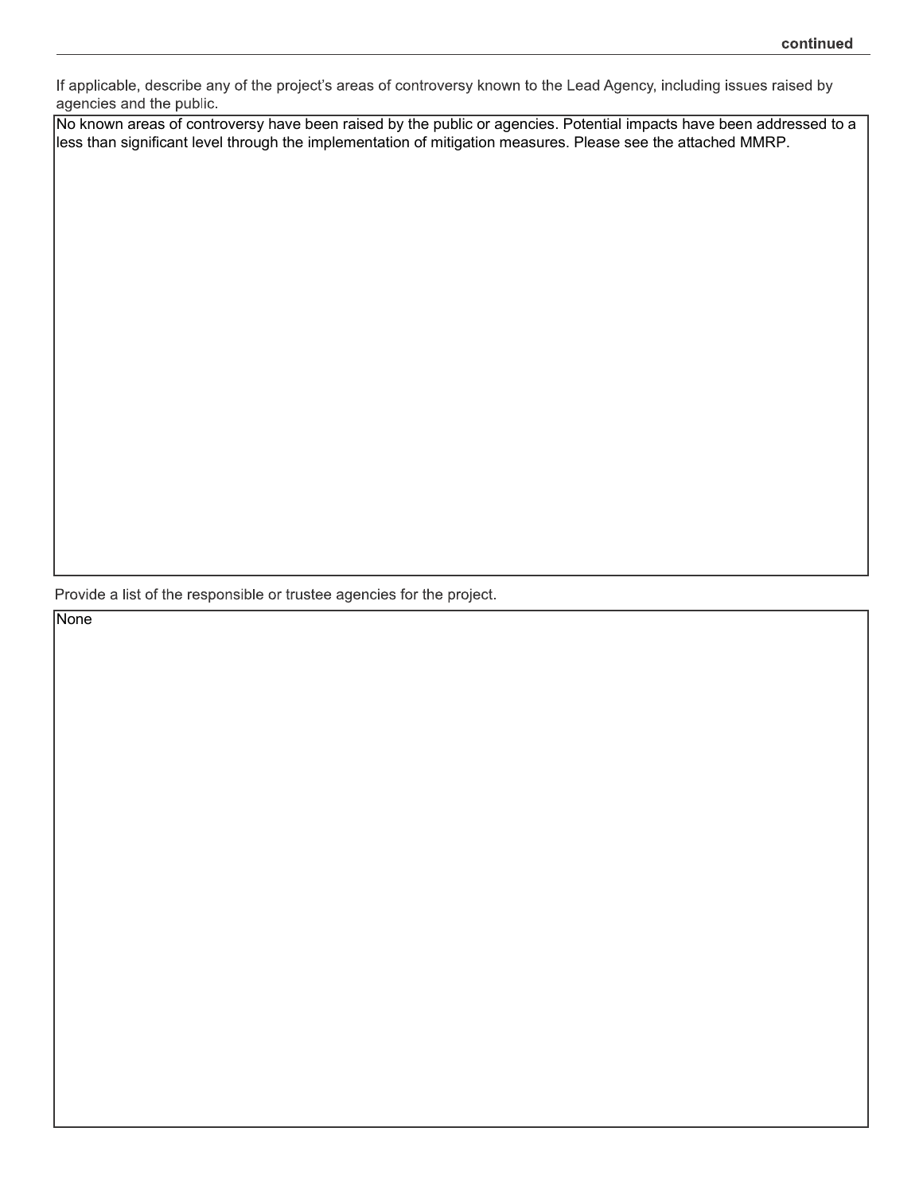If applicable, describe any of the project's areas of controversy known to the Lead Agency, including issues raised by agencies and the public.

No known areas of controversy have been raised by the public or agencies. Potential impacts have been addressed to a less than significant level through the implementation of mitigation measures. Please see the attached MMRP.

Provide a list of the responsible or trustee agencies for the project.

None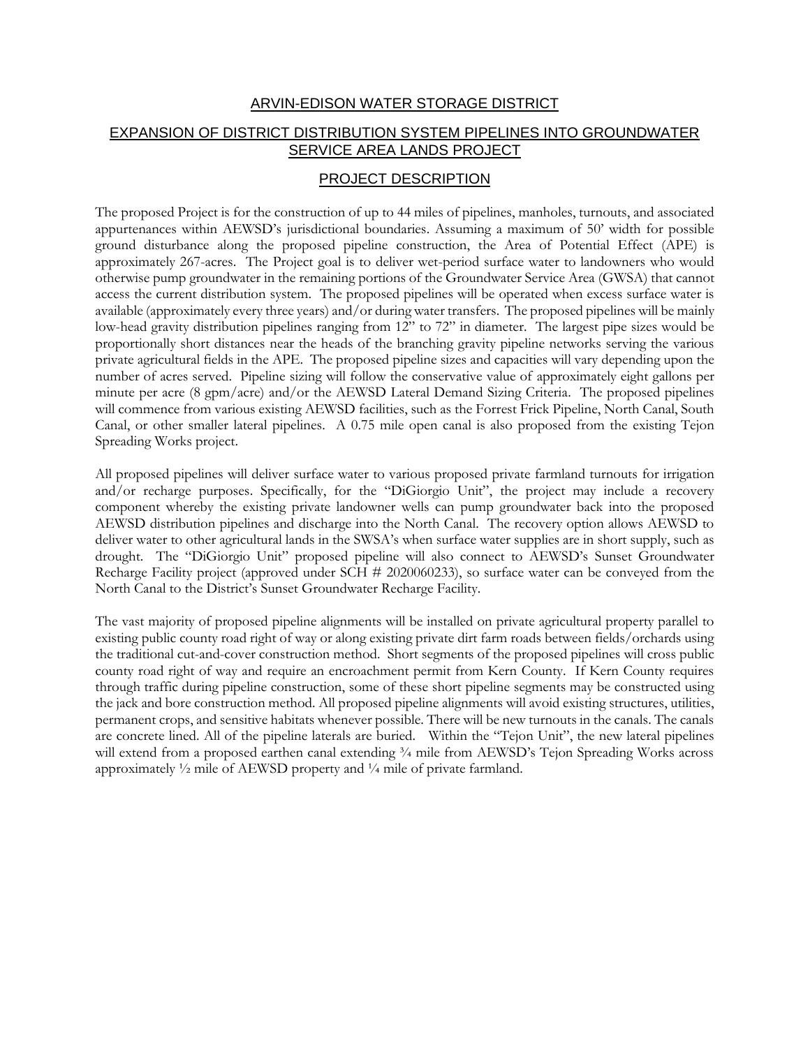# ARVIN-EDISON WATER STORAGE DISTRICT

## EXPANSION OF DISTRICT DISTRIBUTION SYSTEM PIPELINES INTO GROUNDWATER SERVICE AREA LANDS PROJECT

## PROJECT DESCRIPTION

The proposed Project is for the construction of up to 44 miles of pipelines, manholes, turnouts, and associated appurtenances within AEWSD's jurisdictional boundaries. Assuming a maximum of 50' width for possible ground disturbance along the proposed pipeline construction, the Area of Potential Effect (APE) is approximately 267-acres. The Project goal is to deliver wet-period surface water to landowners who would otherwise pump groundwater in the remaining portions of the Groundwater Service Area (GWSA) that cannot access the current distribution system. The proposed pipelines will be operated when excess surface water is available (approximately every three years) and/or during water transfers. The proposed pipelines will be mainly low-head gravity distribution pipelines ranging from 12" to 72" in diameter. The largest pipe sizes would be proportionally short distances near the heads of the branching gravity pipeline networks serving the various private agricultural fields in the APE. The proposed pipeline sizes and capacities will vary depending upon the number of acres served. Pipeline sizing will follow the conservative value of approximately eight gallons per minute per acre (8 gpm/acre) and/or the AEWSD Lateral Demand Sizing Criteria. The proposed pipelines will commence from various existing AEWSD facilities, such as the Forrest Frick Pipeline, North Canal, South Canal, or other smaller lateral pipelines. A 0.75 mile open canal is also proposed from the existing Tejon Spreading Works project.

All proposed pipelines will deliver surface water to various proposed private farmland turnouts for irrigation and/or recharge purposes. Specifically, for the "DiGiorgio Unit", the project may include a recovery component whereby the existing private landowner wells can pump groundwater back into the proposed AEWSD distribution pipelines and discharge into the North Canal. The recovery option allows AEWSD to deliver water to other agricultural lands in the SWSA's when surface water supplies are in short supply, such as drought. The "DiGiorgio Unit" proposed pipeline will also connect to AEWSD's Sunset Groundwater Recharge Facility project (approved under SCH # 2020060233), so surface water can be conveyed from the North Canal to the District's Sunset Groundwater Recharge Facility.

The vast majority of proposed pipeline alignments will be installed on private agricultural property parallel to existing public county road right of way or along existing private dirt farm roads between fields/orchards using the traditional cut-and-cover construction method. Short segments of the proposed pipelines will cross public county road right of way and require an encroachment permit from Kern County. If Kern County requires through traffic during pipeline construction, some of these short pipeline segments may be constructed using the jack and bore construction method. All proposed pipeline alignments will avoid existing structures, utilities, permanent crops, and sensitive habitats whenever possible. There will be new turnouts in the canals. The canals are concrete lined. All of the pipeline laterals are buried. Within the "Tejon Unit", the new lateral pipelines will extend from a proposed earthen canal extending ¾ mile from AEWSD's Tejon Spreading Works across approximately ½ mile of AEWSD property and ¼ mile of private farmland.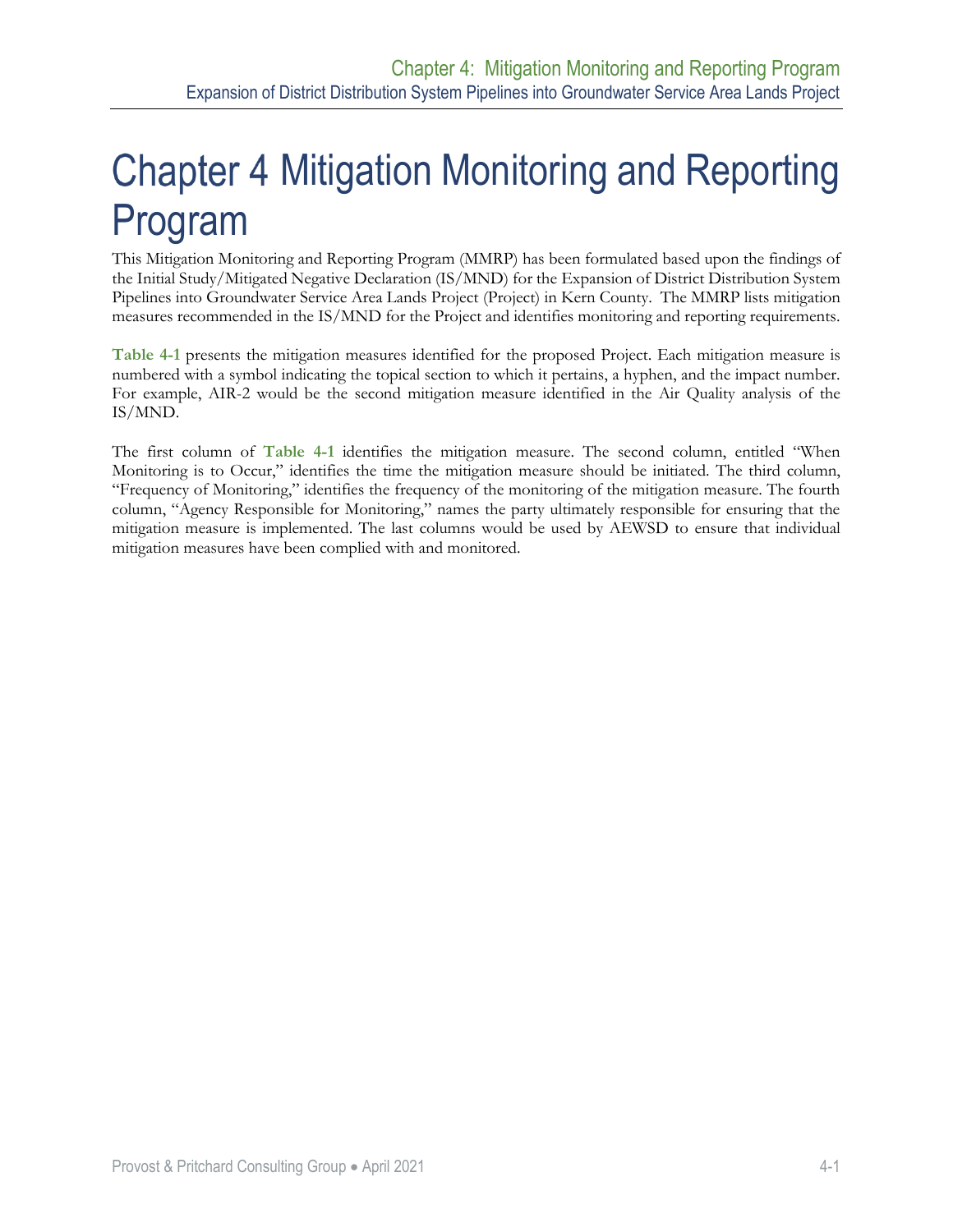# Chapter 4 Mitigation Monitoring and Reporting Program

This Mitigation Monitoring and Reporting Program (MMRP) has been formulated based upon the findings of the Initial Study/Mitigated Negative Declaration (IS/MND) for the Expansion of District Distribution System Pipelines into Groundwater Service Area Lands Project (Project) in Kern County. The MMRP lists mitigation measures recommended in the IS/MND for the Project and identifies monitoring and reporting requirements.

**Table 4-1** presents the mitigation measures identified for the proposed Project. Each mitigation measure is numbered with a symbol indicating the topical section to which it pertains, a hyphen, and the impact number. For example, AIR-2 would be the second mitigation measure identified in the Air Quality analysis of the IS/MND.

The first column of **Table 4-1** identifies the mitigation measure. The second column, entitled "When Monitoring is to Occur," identifies the time the mitigation measure should be initiated. The third column, "Frequency of Monitoring," identifies the frequency of the monitoring of the mitigation measure. The fourth column, "Agency Responsible for Monitoring," names the party ultimately responsible for ensuring that the mitigation measure is implemented. The last columns would be used by AEWSD to ensure that individual mitigation measures have been complied with and monitored.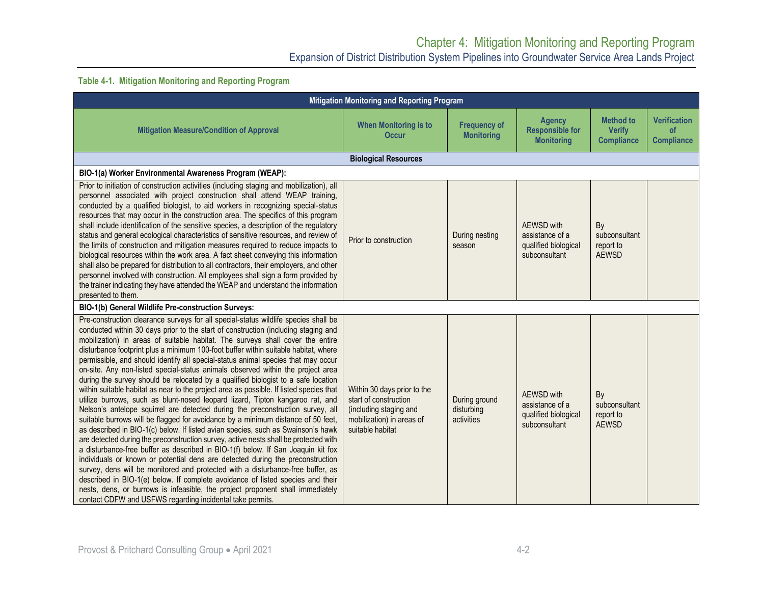**Table 4-1. Mitigation Monitoring and Reporting Program**

| Mitigation Monitoring and Reporting Program | | | | | |
|---|---|---|---|---|---|
| **Mitigation Measure/Condition of Approval** | **When Monitoring is to Occur** | **Frequency of Monitoring** | **Agency Responsible for Monitoring** | **Method to Verify Compliance** | **Verification of Compliance** |
| **Biological Resources** | | | | | |
| **BIO-1(a) Worker Environmental Awareness Program (WEAP):** | | | | | |
| Prior to initiation of construction activities (including staging and mobilization), all personnel associated with project construction shall attend WEAP training, conducted by a qualified biologist, to aid workers in recognizing special-status resources that may occur in the construction area. The specifics of this program shall include identification of the sensitive species, a description of the regulatory status and general ecological characteristics of sensitive resources, and review of the limits of construction and mitigation measures required to reduce impacts to biological resources within the work area. A fact sheet conveying this information shall also be prepared for distribution to all contractors, their employers, and other personnel involved with construction. All employees shall sign a form provided by the trainer indicating they have attended the WEAP and understand the information presented to them. | Prior to construction | During nesting season | AEWSD with assistance of a qualified biological subconsultant | By subconsultant report to AEWSD | |
| **BIO-1(b) General Wildlife Pre-construction Surveys:** | | | | | |
| Pre-construction clearance surveys for all special-status wildlife species shall be conducted within 30 days prior to the start of construction (including staging and mobilization) in areas of suitable habitat. The surveys shall cover the entire disturbance footprint plus a minimum 100-foot buffer within suitable habitat, where permissible, and should identify all special-status animal species that may occur on-site. Any non-listed special-status animals observed within the project area during the survey should be relocated by a qualified biologist to a safe location within suitable habitat as near to the project area as possible. If listed species that utilize burrows, such as blunt-nosed leopard lizard, Tipton kangaroo rat, and Nelson's antelope squirrel are detected during the preconstruction survey, all suitable burrows will be flagged for avoidance by a minimum distance of 50 feet, as described in BIO-1(c) below. If listed avian species, such as Swainson's hawk are detected during the preconstruction survey, active nests shall be protected with a disturbance-free buffer as described in BIO-1(f) below. If San Joaquin kit fox individuals or known or potential dens are detected during the preconstruction survey, dens will be monitored and protected with a disturbance-free buffer, as described in BIO-1(e) below. If complete avoidance of listed species and their nests, dens, or burrows is infeasible, the project proponent shall immediately contact CDFW and USFWS regarding incidental take permits. | Within 30 days prior to the start of construction (including staging and mobilization) in areas of suitable habitat | During ground disturbing activities | AEWSD with assistance of a qualified biological subconsultant | By subconsultant report to AEWSD | |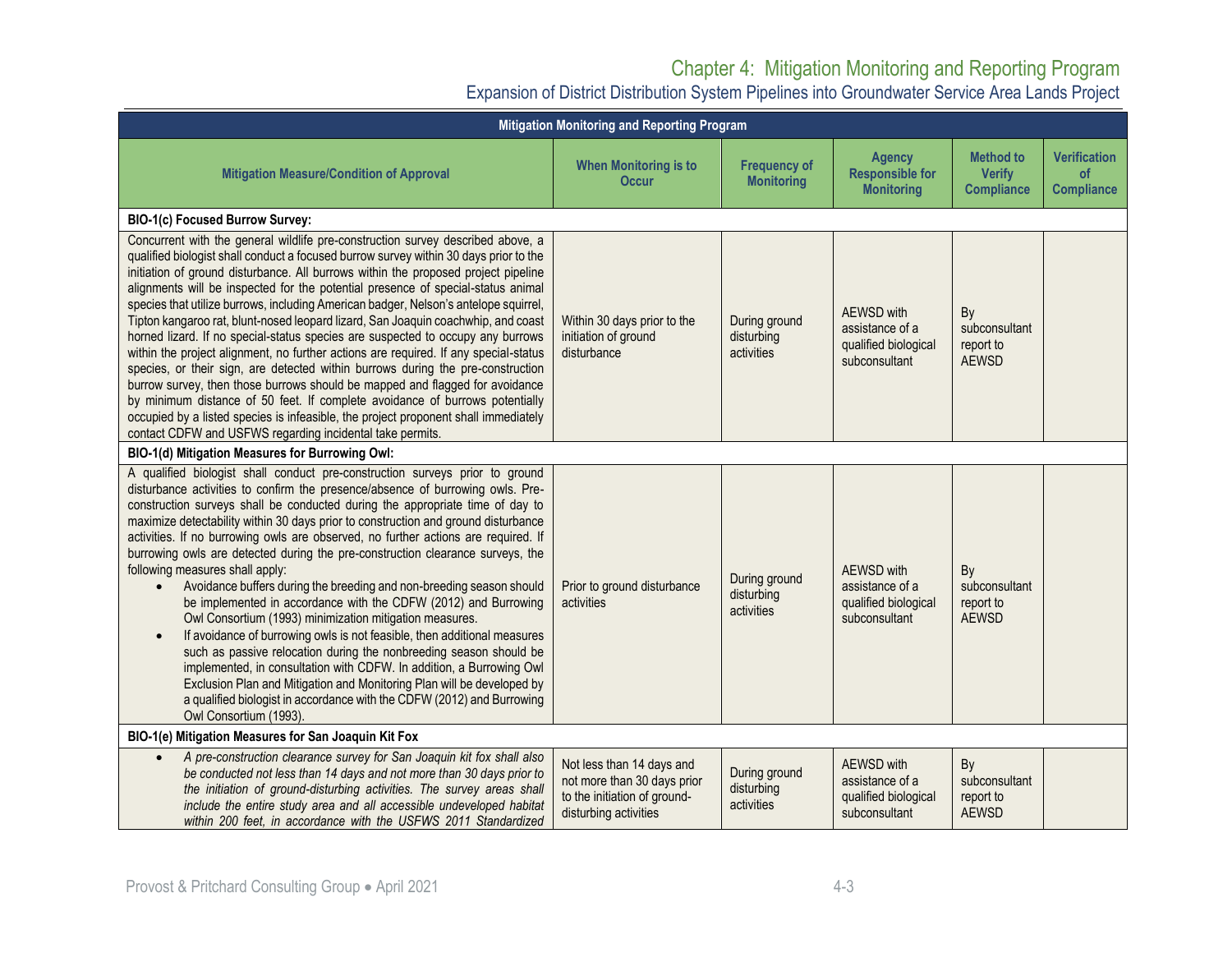| Mitigation Monitoring and Reporting Program | | | | | |
|---|---|---|---|---|---|
| **Mitigation Measure/Condition of Approval** | **When Monitoring is to Occur** | **Frequency of Monitoring** | **Agency Responsible for Monitoring** | **Method to Verify Compliance** | **Verification of Compliance** |
| **BIO-1(c) Focused Burrow Survey:** | | | | | |
| Concurrent with the general wildlife pre-construction survey described above, a qualified biologist shall conduct a focused burrow survey within 30 days prior to the initiation of ground disturbance. All burrows within the proposed project pipeline alignments will be inspected for the potential presence of special-status animal species that utilize burrows, including American badger, Nelson's antelope squirrel, Tipton kangaroo rat, blunt-nosed leopard lizard, San Joaquin coachwhip, and coast horned lizard. If no special-status species are suspected to occupy any burrows within the project alignment, no further actions are required. If any special-status species, or their sign, are detected within burrows during the pre-construction burrow survey, then those burrows should be mapped and flagged for avoidance by minimum distance of 50 feet. If complete avoidance of burrows potentially occupied by a listed species is infeasible, the project proponent shall immediately contact CDFW and USFWS regarding incidental take permits. | Within 30 days prior to the initiation of ground disturbance | During ground disturbing activities | AEWSD with assistance of a qualified biological subconsultant | By subconsultant report to AEWSD | |
| **BIO-1(d) Mitigation Measures for Burrowing Owl:** | | | | | |
| A qualified biologist shall conduct pre-construction surveys prior to ground disturbance activities to confirm the presence/absence of burrowing owls. Pre-construction surveys shall be conducted during the appropriate time of day to maximize detectability within 30 days prior to construction and ground disturbance activities. If no burrowing owls are observed, no further actions are required. If burrowing owls are detected during the pre-construction clearance surveys, the following measures shall apply:<br>• Avoidance buffers during the breeding and non-breeding season should be implemented in accordance with the CDFW (2012) and Burrowing Owl Consortium (1993) minimization mitigation measures.<br>• If avoidance of burrowing owls is not feasible, then additional measures such as passive relocation during the nonbreeding season should be implemented, in consultation with CDFW. In addition, a Burrowing Owl Exclusion Plan and Mitigation and Monitoring Plan will be developed by a qualified biologist in accordance with the CDFW (2012) and Burrowing Owl Consortium (1993). | Prior to ground disturbance activities | During ground disturbing activities | AEWSD with assistance of a qualified biological subconsultant | By subconsultant report to AEWSD | |
| **BIO-1(e) Mitigation Measures for San Joaquin Kit Fox** | | | | | |
| • *A pre-construction clearance survey for San Joaquin kit fox shall also be conducted not less than 14 days and not more than 30 days prior to the initiation of ground-disturbing activities. The survey areas shall include the entire study area and all accessible undeveloped habitat within 200 feet, in accordance with the USFWS 2011 Standardized* | Not less than 14 days and not more than 30 days prior to the initiation of ground-disturbing activities | During ground disturbing activities | AEWSD with assistance of a qualified biological subconsultant | By subconsultant report to AEWSD | |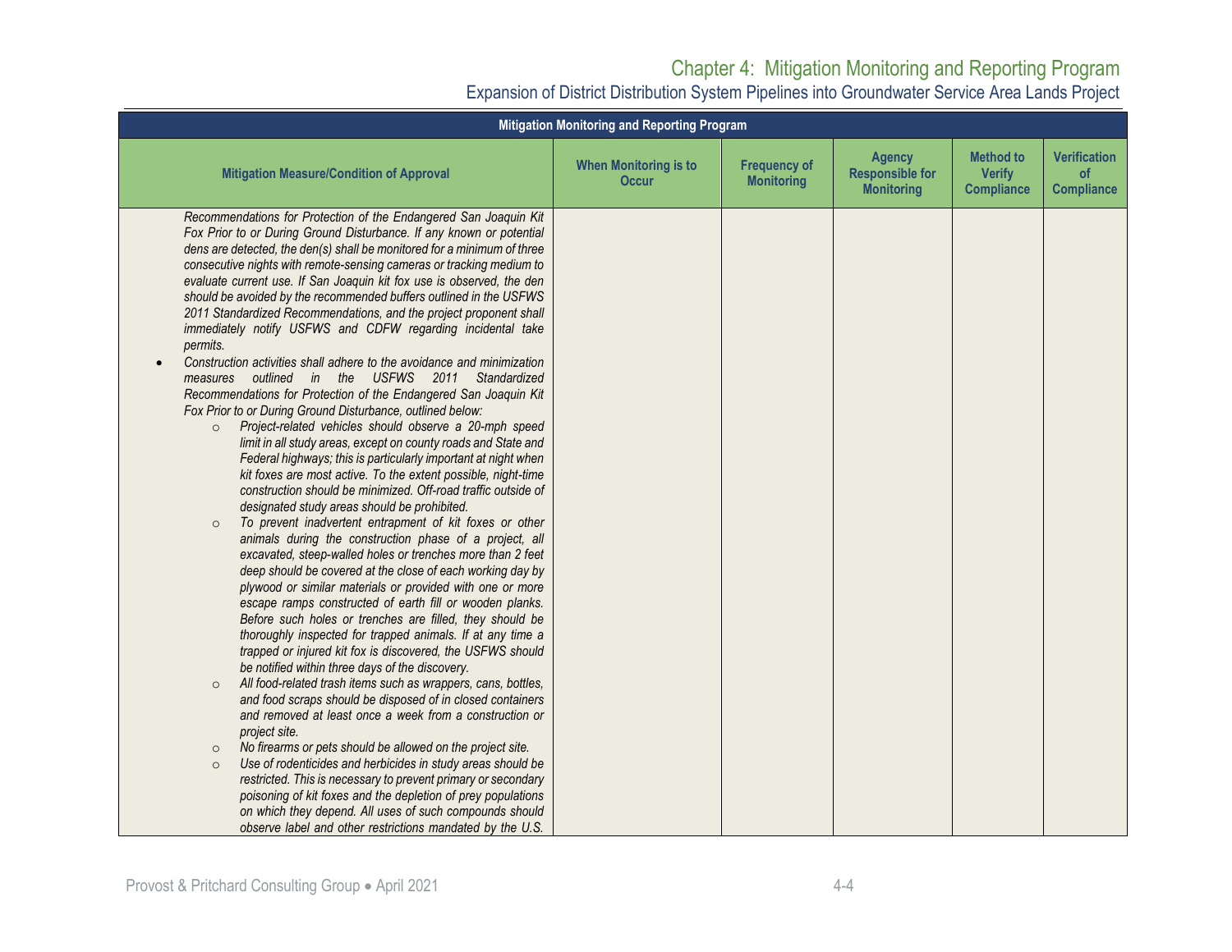| Mitigation Monitoring and Reporting Program | | | | | |
|---|---|---|---|---|---|
| **Mitigation Measure/Condition of Approval** | **When Monitoring is to Occur** | **Frequency of Monitoring** | **Agency Responsible for Monitoring** | **Method to Verify Compliance** | **Verification of Compliance** |
| *Recommendations for Protection of the Endangered San Joaquin Kit Fox Prior to or During Ground Disturbance. If any known or potential dens are detected, the den(s) shall be monitored for a minimum of three consecutive nights with remote-sensing cameras or tracking medium to evaluate current use. If San Joaquin kit fox use is observed, the den should be avoided by the recommended buffers outlined in the USFWS 2011 Standardized Recommendations, and the project proponent shall immediately notify USFWS and CDFW regarding incidental take permits.*<br>• *Construction activities shall adhere to the avoidance and minimization measures outlined in the USFWS 2011 Standardized Recommendations for Protection of the Endangered San Joaquin Kit Fox Prior to or During Ground Disturbance, outlined below:*<br>○ *Project-related vehicles should observe a 20-mph speed limit in all study areas, except on county roads and State and Federal highways; this is particularly important at night when kit foxes are most active. To the extent possible, night-time construction should be minimized. Off-road traffic outside of designated study areas should be prohibited.*<br>○ *To prevent inadvertent entrapment of kit foxes or other animals during the construction phase of a project, all excavated, steep-walled holes or trenches more than 2 feet deep should be covered at the close of each working day by plywood or similar materials or provided with one or more escape ramps constructed of earth fill or wooden planks. Before such holes or trenches are filled, they should be thoroughly inspected for trapped animals. If at any time a trapped or injured kit fox is discovered, the USFWS should be notified within three days of the discovery.*<br>○ *All food-related trash items such as wrappers, cans, bottles, and food scraps should be disposed of in closed containers and removed at least once a week from a construction or project site.*<br>○ *No firearms or pets should be allowed on the project site.*<br>○ *Use of rodenticides and herbicides in study areas should be restricted. This is necessary to prevent primary or secondary poisoning of kit foxes and the depletion of prey populations on which they depend. All uses of such compounds should observe label and other restrictions mandated by the U.S.* | | | | | |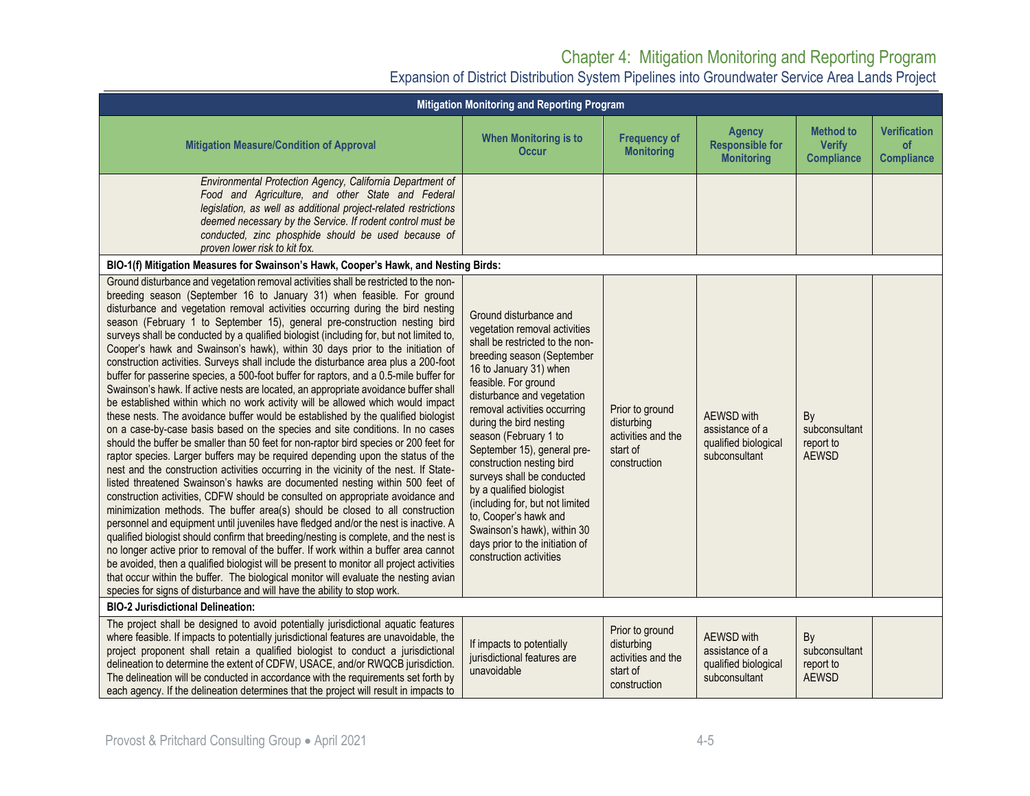| Mitigation Monitoring and Reporting Program | | | | | |
|---|---|---|---|---|---|
| **Mitigation Measure/Condition of Approval** | **When Monitoring is to Occur** | **Frequency of Monitoring** | **Agency Responsible for Monitoring** | **Method to Verify Compliance** | **Verification of Compliance** |
| *Environmental Protection Agency, California Department of Food and Agriculture, and other State and Federal legislation, as well as additional project-related restrictions deemed necessary by the Service. If rodent control must be conducted, zinc phosphide should be used because of proven lower risk to kit fox.* | | | | | |
| **BIO-1(f) Mitigation Measures for Swainson's Hawk, Cooper's Hawk, and Nesting Birds:** | | | | | |
| Ground disturbance and vegetation removal activities shall be restricted to the non-breeding season (September 16 to January 31) when feasible. For ground disturbance and vegetation removal activities occurring during the bird nesting season (February 1 to September 15), general pre-construction nesting bird surveys shall be conducted by a qualified biologist (including for, but not limited to, Cooper's hawk and Swainson's hawk), within 30 days prior to the initiation of construction activities. Surveys shall include the disturbance area plus a 200-foot buffer for passerine species, a 500-foot buffer for raptors, and a 0.5-mile buffer for Swainson's hawk. If active nests are located, an appropriate avoidance buffer shall be established within which no work activity will be allowed which would impact these nests. The avoidance buffer would be established by the qualified biologist on a case-by-case basis based on the species and site conditions. In no cases should the buffer be smaller than 50 feet for non-raptor bird species or 200 feet for raptor species. Larger buffers may be required depending upon the status of the nest and the construction activities occurring in the vicinity of the nest. If State-listed threatened Swainson's hawks are documented nesting within 500 feet of construction activities, CDFW should be consulted on appropriate avoidance and minimization methods. The buffer area(s) should be closed to all construction personnel and equipment until juveniles have fledged and/or the nest is inactive. A qualified biologist should confirm that breeding/nesting is complete, and the nest is no longer active prior to removal of the buffer. If work within a buffer area cannot be avoided, then a qualified biologist will be present to monitor all project activities that occur within the buffer. The biological monitor will evaluate the nesting avian species for signs of disturbance and will have the ability to stop work. | Ground disturbance and vegetation removal activities shall be restricted to the non-breeding season (September 16 to January 31) when feasible. For ground disturbance and vegetation removal activities occurring during the bird nesting season (February 1 to September 15), general pre-construction nesting bird surveys shall be conducted by a qualified biologist (including for, but not limited to, Cooper's hawk and Swainson's hawk), within 30 days prior to the initiation of construction activities | Prior to ground disturbing activities and the start of construction | AEWSD with assistance of a qualified biological subconsultant | By subconsultant report to AEWSD | |
| **BIO-2 Jurisdictional Delineation:** | | | | | |
| The project shall be designed to avoid potentially jurisdictional aquatic features where feasible. If impacts to potentially jurisdictional features are unavoidable, the project proponent shall retain a qualified biologist to conduct a jurisdictional delineation to determine the extent of CDFW, USACE, and/or RWQCB jurisdiction. The delineation will be conducted in accordance with the requirements set forth by each agency. If the delineation determines that the project will result in impacts to | If impacts to potentially jurisdictional features are unavoidable | Prior to ground disturbing activities and the start of construction | AEWSD with assistance of a qualified biological subconsultant | By subconsultant report to AEWSD | |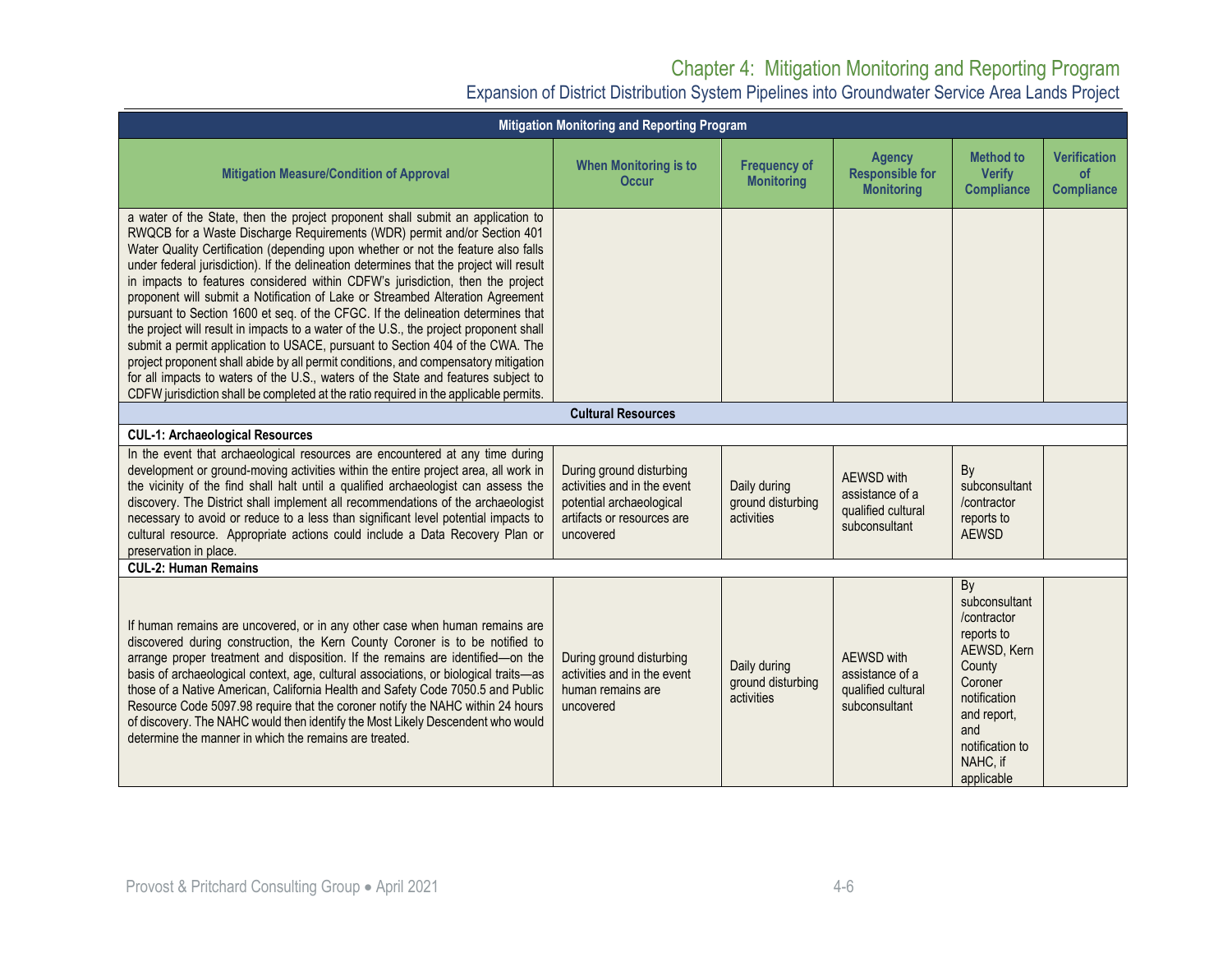| Mitigation Monitoring and Reporting Program | | | | | |
|---|---|---|---|---|---|
| **Mitigation Measure/Condition of Approval** | **When Monitoring is to Occur** | **Frequency of Monitoring** | **Agency Responsible for Monitoring** | **Method to Verify Compliance** | **Verification of Compliance** |
| a water of the State, then the project proponent shall submit an application to RWQCB for a Waste Discharge Requirements (WDR) permit and/or Section 401 Water Quality Certification (depending upon whether or not the feature also falls under federal jurisdiction). If the delineation determines that the project will result in impacts to features considered within CDFW's jurisdiction, then the project proponent will submit a Notification of Lake or Streambed Alteration Agreement pursuant to Section 1600 et seq. of the CFGC. If the delineation determines that the project will result in impacts to a water of the U.S., the project proponent shall submit a permit application to USACE, pursuant to Section 404 of the CWA. The project proponent shall abide by all permit conditions, and compensatory mitigation for all impacts to waters of the U.S., waters of the State and features subject to CDFW jurisdiction shall be completed at the ratio required in the applicable permits. | | | | | |
| **Cultural Resources** | | | | | |
| **CUL-1: Archaeological Resources** | | | | | |
| In the event that archaeological resources are encountered at any time during development or ground-moving activities within the entire project area, all work in the vicinity of the find shall halt until a qualified archaeologist can assess the discovery. The District shall implement all recommendations of the archaeologist necessary to avoid or reduce to a less than significant level potential impacts to cultural resource. Appropriate actions could include a Data Recovery Plan or preservation in place. | During ground disturbing activities and in the event potential archaeological artifacts or resources are uncovered | Daily during ground disturbing activities | AEWSD with assistance of a qualified cultural subconsultant | By subconsultant /contractor reports to AEWSD | |
| **CUL-2: Human Remains** | | | | | |
| If human remains are uncovered, or in any other case when human remains are discovered during construction, the Kern County Coroner is to be notified to arrange proper treatment and disposition. If the remains are identified—on the basis of archaeological context, age, cultural associations, or biological traits—as those of a Native American, California Health and Safety Code 7050.5 and Public Resource Code 5097.98 require that the coroner notify the NAHC within 24 hours of discovery. The NAHC would then identify the Most Likely Descendent who would determine the manner in which the remains are treated. | During ground disturbing activities and in the event human remains are uncovered | Daily during ground disturbing activities | AEWSD with assistance of a qualified cultural subconsultant | By subconsultant /contractor reports to AEWSD, Kern County Coroner notification and report, and notification to NAHC, if applicable | |